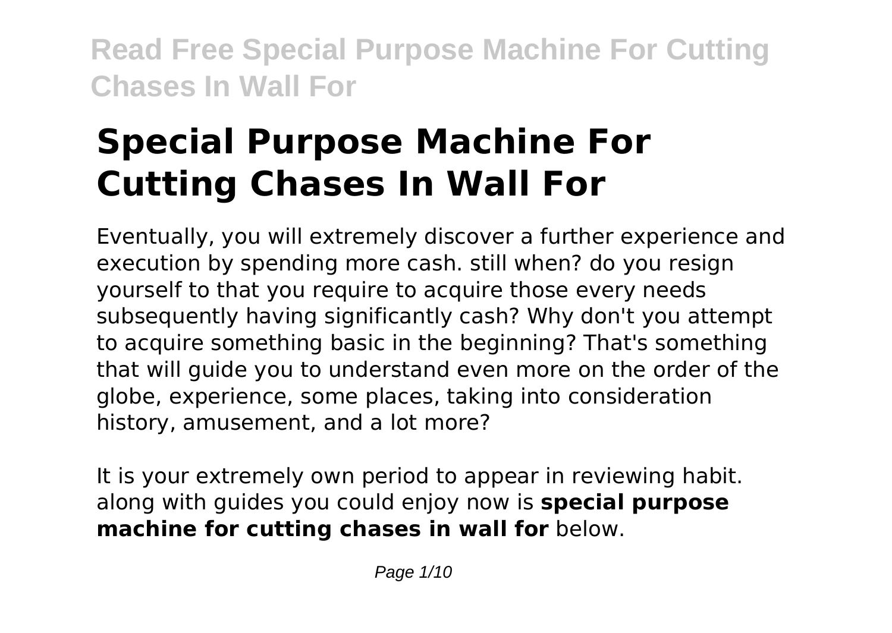# Special Purpose Machine For Cutting Chases In Wall For

Eventually, you will extremely discover a further experience and execution by spending more cash. still when? do you resign yourself to that you require to acquire those every needs subsequently having significantly cash? Why don't you attempt to acquire something basic in the beginning? That's something that will guide you to understand even more on the order of the globe, experience, some places, taking into consideration history, amusement, and a lot more?

It is your extremely own period to appear in reviewing habit. along with guides you could enjoy now is **special purpose machine for cutting chases in wall for** below.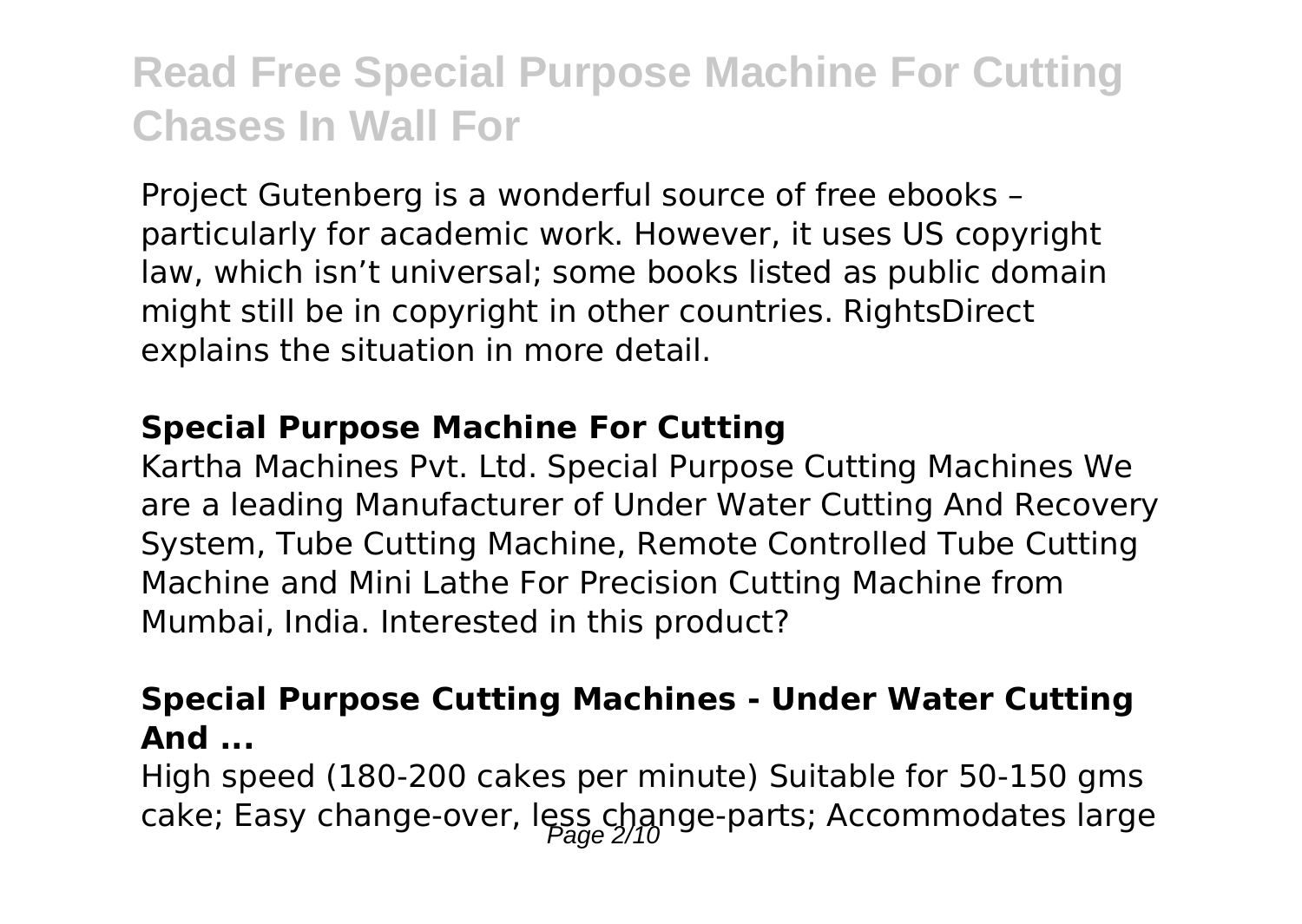Project Gutenberg is a wonderful source of free ebooks – particularly for academic work. However, it uses US copyright law, which isn't universal; some books listed as public domain might still be in copyright in other countries. RightsDirect explains the situation in more detail.

## Special Purpose Machine For Cutting

Kartha Machines Pvt. Ltd. Special Purpose Cutting Machines We are a leading Manufacturer of Under Water Cutting And Recovery System, Tube Cutting Machine, Remote Controlled Tube Cutting Machine and Mini Lathe For Precision Cutting Machine from Mumbai, India. Interested in this product?

## Special Purpose Cutting Machines - Under Water Cutting And ...

High speed (180-200 cakes per minute) Suitable for 50-150 gms cake; Easy change-over, less change-parts; Accommodates large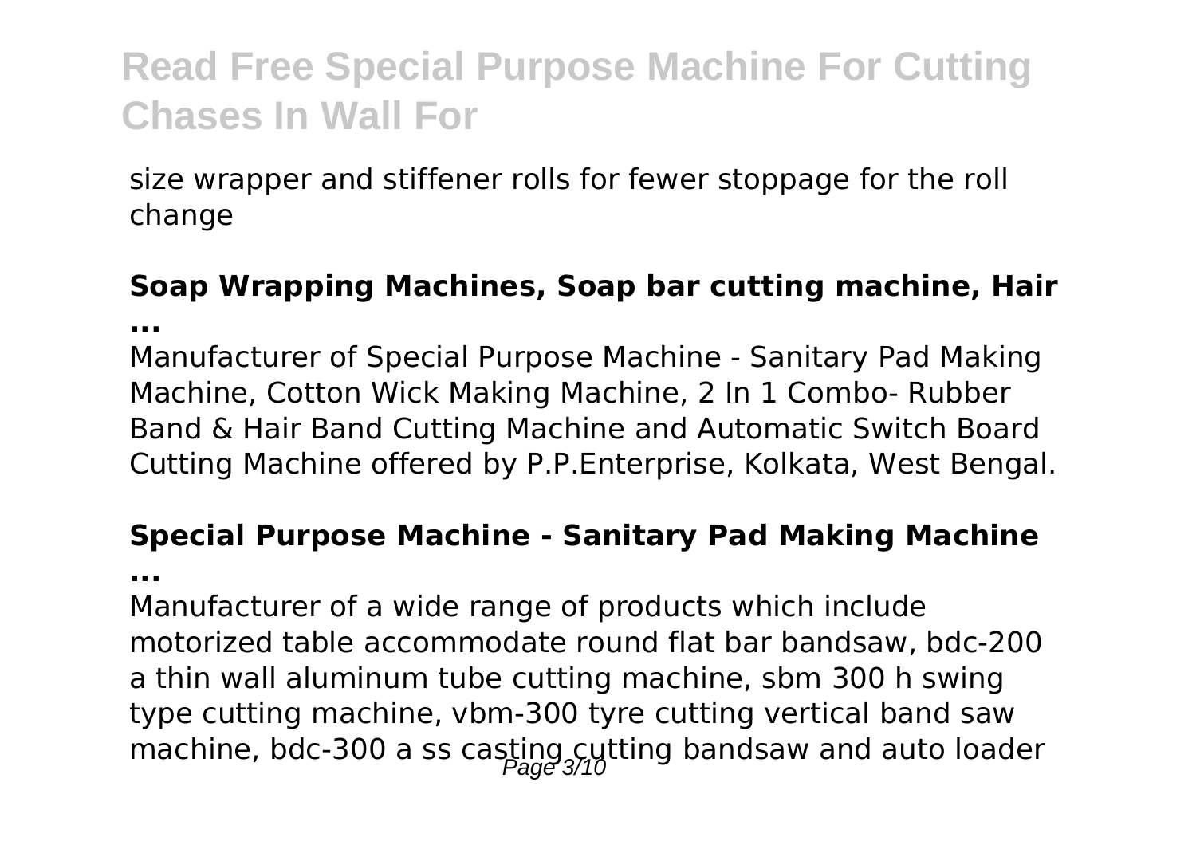size wrapper and stiffener rolls for fewer stoppage for the roll change

**Soap Wrapping Machines, Soap bar cutting machine, Hair ...**

Manufacturer of Special Purpose Machine - Sanitary Pad Making Machine, Cotton Wick Making Machine, 2 In 1 Combo- Rubber Band & Hair Band Cutting Machine and Automatic Switch Board Cutting Machine offered by P.P.Enterprise, Kolkata, West Bengal.

**Special Purpose Machine - Sanitary Pad Making Machine ...**

Manufacturer of a wide range of products which include motorized table accommodate round flat bar bandsaw, bdc-200 a thin wall aluminum tube cutting machine, sbm 300 h swing type cutting machine, vbm-300 tyre cutting vertical band saw machine, bdc-300 a ss casting cutting bandsaw and auto loader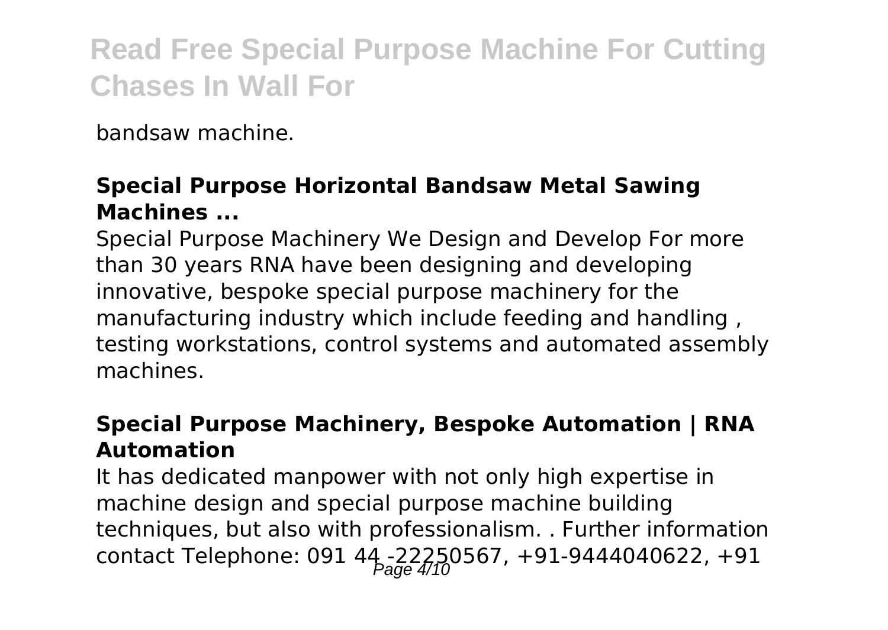bandsaw machine.

**Special Purpose Horizontal Bandsaw Metal Sawing Machines ...**

Special Purpose Machinery We Design and Develop For more than 30 years RNA have been designing and developing innovative, bespoke special purpose machinery for the manufacturing industry which include feeding and handling , testing workstations, control systems and automated assembly machines.

**Special Purpose Machinery, Bespoke Automation | RNA Automation**

It has dedicated manpower with not only high expertise in machine design and special purpose machine building techniques, but also with professionalism. . Further information contact Telephone: 091 44 -22250567, +91-9444040622, +91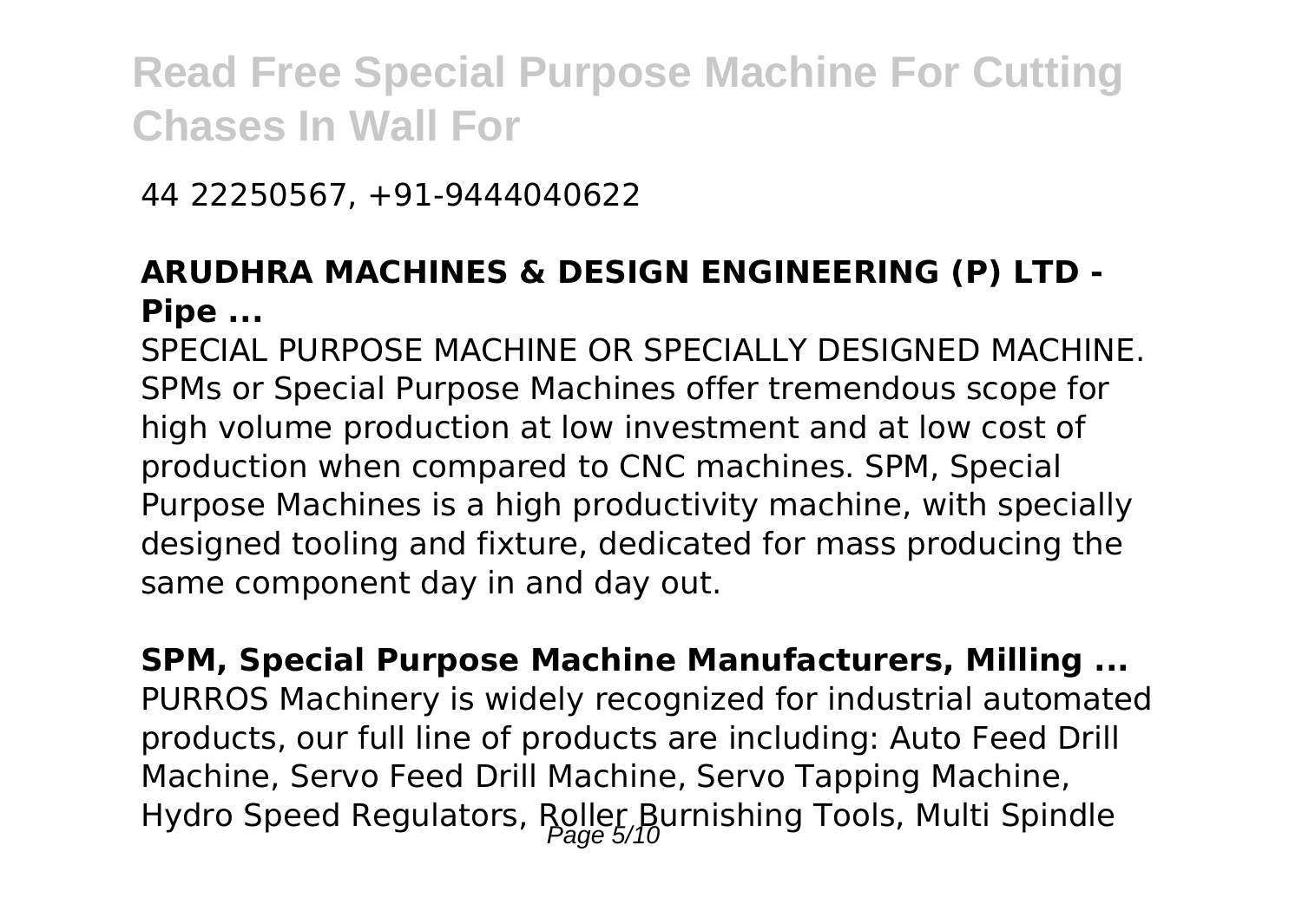44 22250567, +91-9444040622

**ARUDHRA MACHINES & DESIGN ENGINEERING (P) LTD - Pipe ...**

SPECIAL PURPOSE MACHINE OR SPECIALLY DESIGNED MACHINE. SPMs or Special Purpose Machines offer tremendous scope for high volume production at low investment and at low cost of production when compared to CNC machines. SPM, Special Purpose Machines is a high productivity machine, with specially designed tooling and fixture, dedicated for mass producing the same component day in and day out.

**SPM, Special Purpose Machine Manufacturers, Milling ...**

PURROS Machinery is widely recognized for industrial automated products, our full line of products are including: Auto Feed Drill Machine, Servo Feed Drill Machine, Servo Tapping Machine, Hydro Speed Regulators, Roller Burnishing Tools, Multi Spindle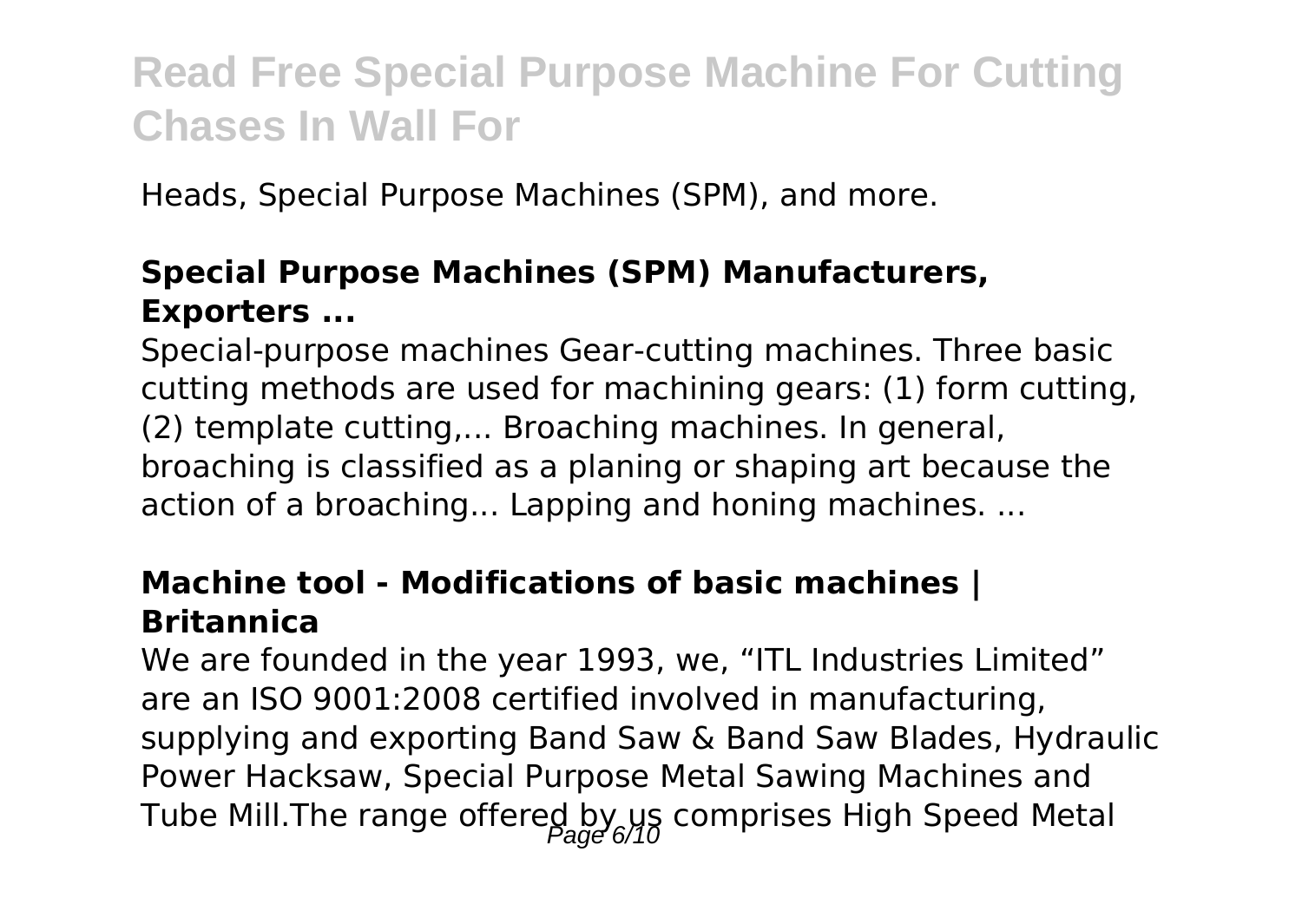Heads, Special Purpose Machines (SPM), and more.

### **Special Purpose Machines (SPM) Manufacturers, Exporters ...**

Special-purpose machines Gear-cutting machines. Three basic cutting methods are used for machining gears: (1) form cutting, (2) template cutting,... Broaching machines. In general, broaching is classified as a planing or shaping art because the action of a broaching... Lapping and honing machines. ...

### **Machine tool - Modifications of basic machines | Britannica**

We are founded in the year 1993, we, “ITL Industries Limited” are an ISO 9001:2008 certified involved in manufacturing, supplying and exporting Band Saw & Band Saw Blades, Hydraulic Power Hacksaw, Special Purpose Metal Sawing Machines and Tube Mill.The range offered by us comprises High Speed Metal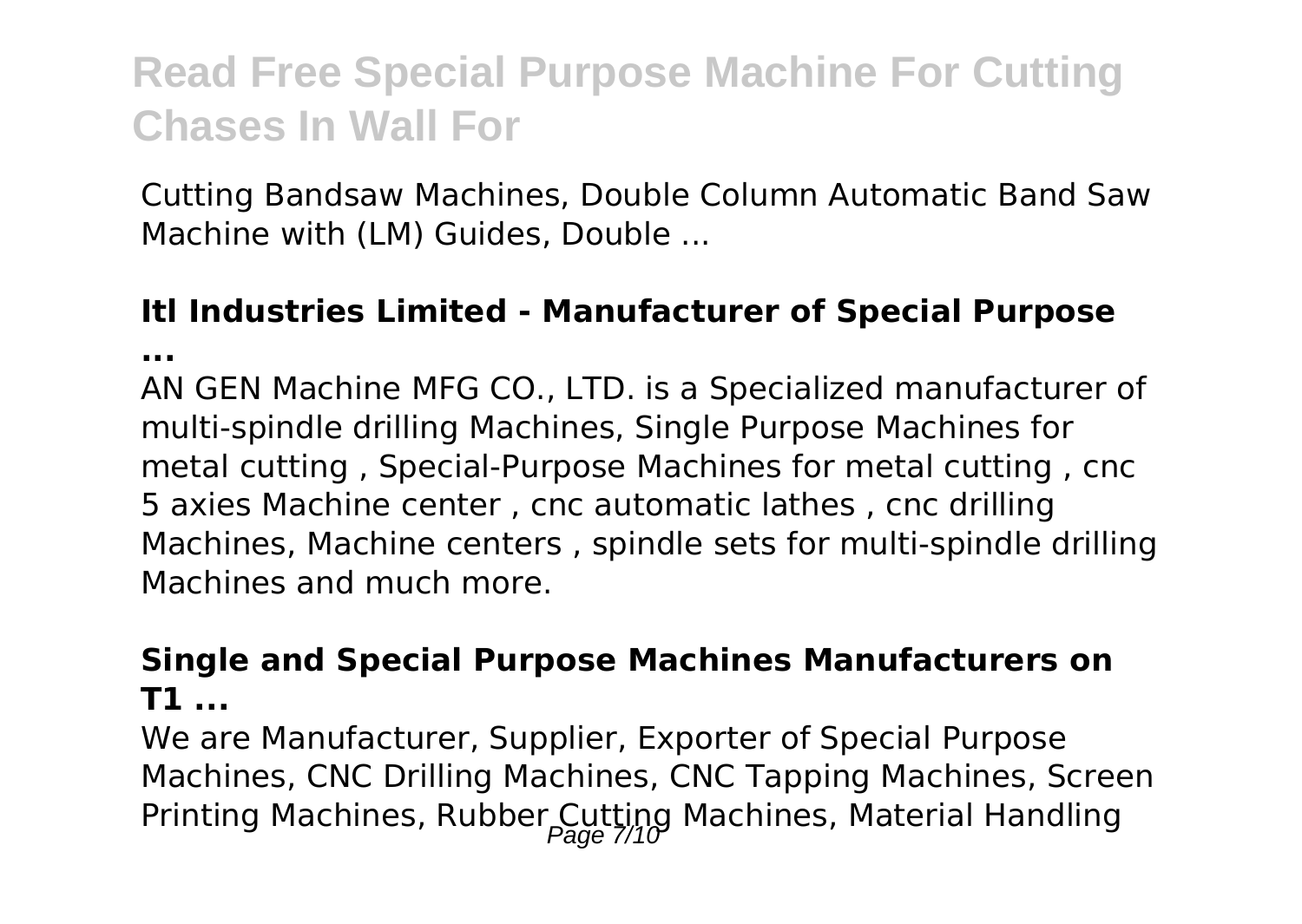Cutting Bandsaw Machines, Double Column Automatic Band Saw Machine with (LM) Guides, Double ...

**Itl Industries Limited - Manufacturer of Special Purpose ...**

AN GEN Machine MFG CO., LTD. is a Specialized manufacturer of multi-spindle drilling Machines, Single Purpose Machines for metal cutting , Special-Purpose Machines for metal cutting , cnc 5 axies Machine center , cnc automatic lathes , cnc drilling Machines, Machine centers , spindle sets for multi-spindle drilling Machines and much more.

**Single and Special Purpose Machines Manufacturers on T1 ...**

We are Manufacturer, Supplier, Exporter of Special Purpose Machines, CNC Drilling Machines, CNC Tapping Machines, Screen Printing Machines, Rubber Cutting Machines, Material Handling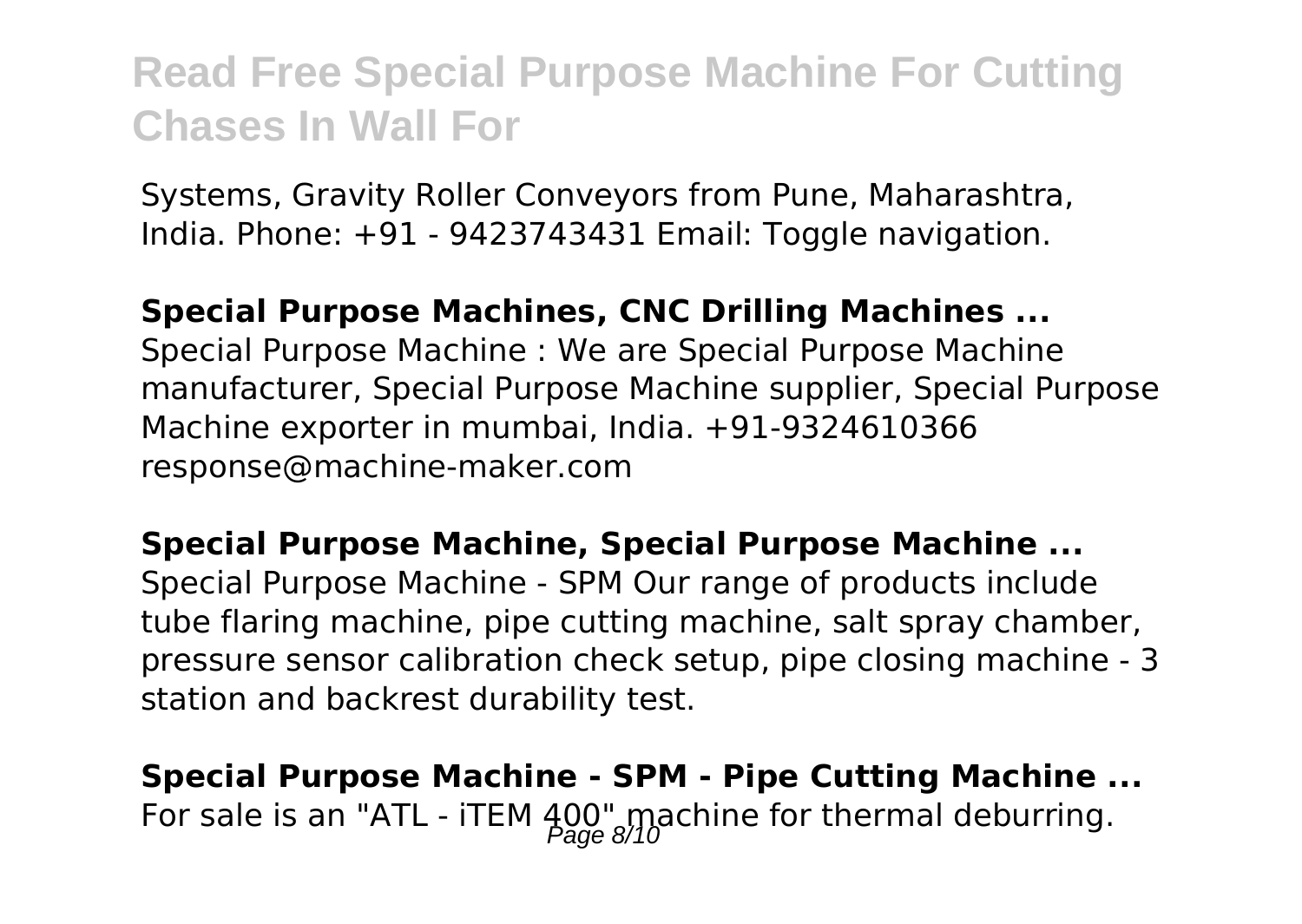Systems, Gravity Roller Conveyors from Pune, Maharashtra, India. Phone: +91 - 9423743431 Email: Toggle navigation.

**Special Purpose Machines, CNC Drilling Machines ...**
Special Purpose Machine : We are Special Purpose Machine manufacturer, Special Purpose Machine supplier, Special Purpose Machine exporter in mumbai, India. +91-9324610366 response@machine-maker.com

**Special Purpose Machine, Special Purpose Machine ...**
Special Purpose Machine - SPM Our range of products include tube flaring machine, pipe cutting machine, salt spray chamber, pressure sensor calibration check setup, pipe closing machine - 3 station and backrest durability test.

**Special Purpose Machine - SPM - Pipe Cutting Machine ...**
For sale is an "ATL - iTEM 400" machine for thermal deburring.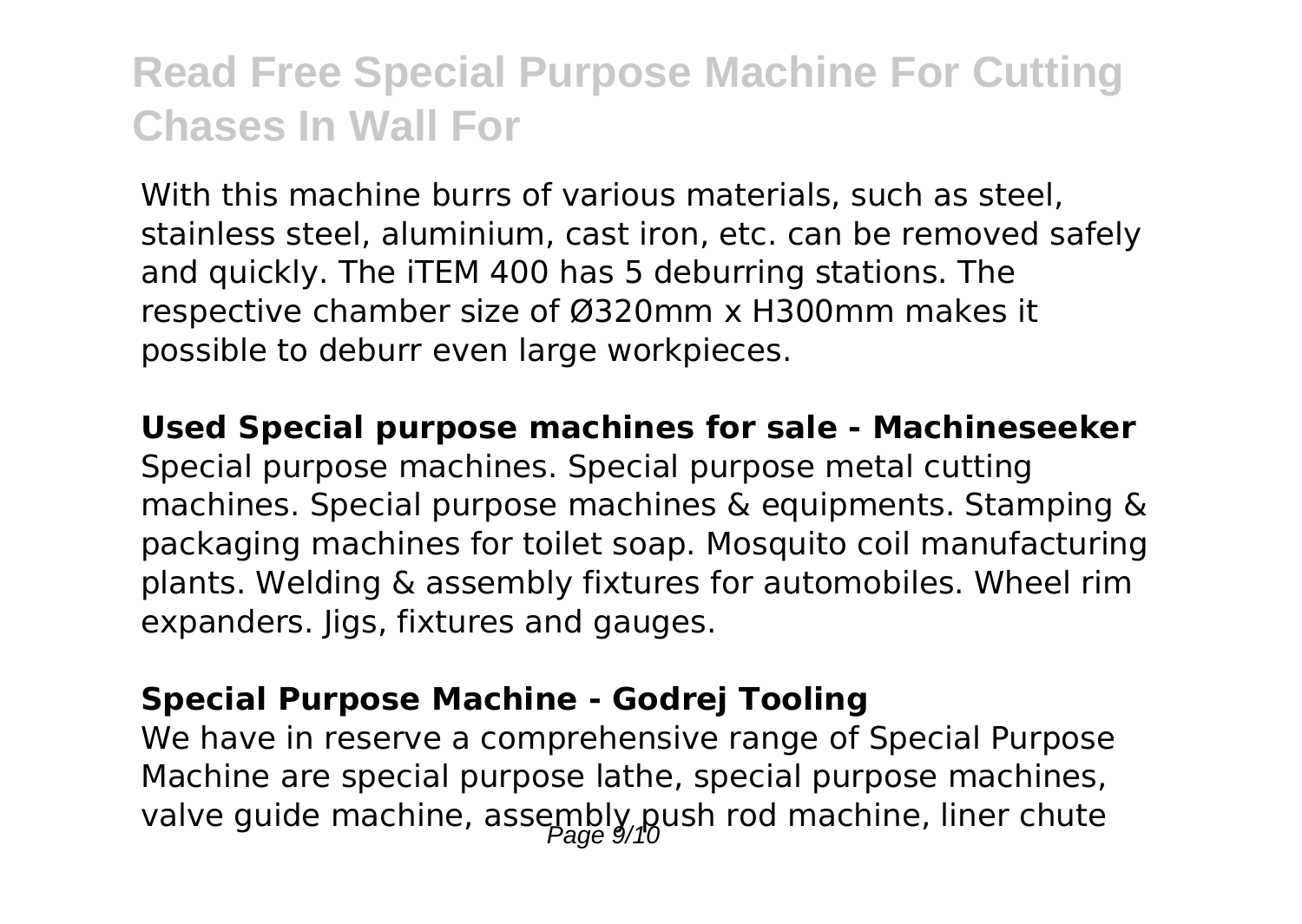With this machine burrs of various materials, such as steel, stainless steel, aluminium, cast iron, etc. can be removed safely and quickly. The iTEM 400 has 5 deburring stations. The respective chamber size of Ø320mm x H300mm makes it possible to deburr even large workpieces.

**Used Special purpose machines for sale - Machineseeker**

Special purpose machines. Special purpose metal cutting machines. Special purpose machines & equipments. Stamping & packaging machines for toilet soap. Mosquito coil manufacturing plants. Welding & assembly fixtures for automobiles. Wheel rim expanders. Jigs, fixtures and gauges.

**Special Purpose Machine - Godrej Tooling**

We have in reserve a comprehensive range of Special Purpose Machine are special purpose lathe, special purpose machines, valve guide machine, assembly push rod machine, liner chute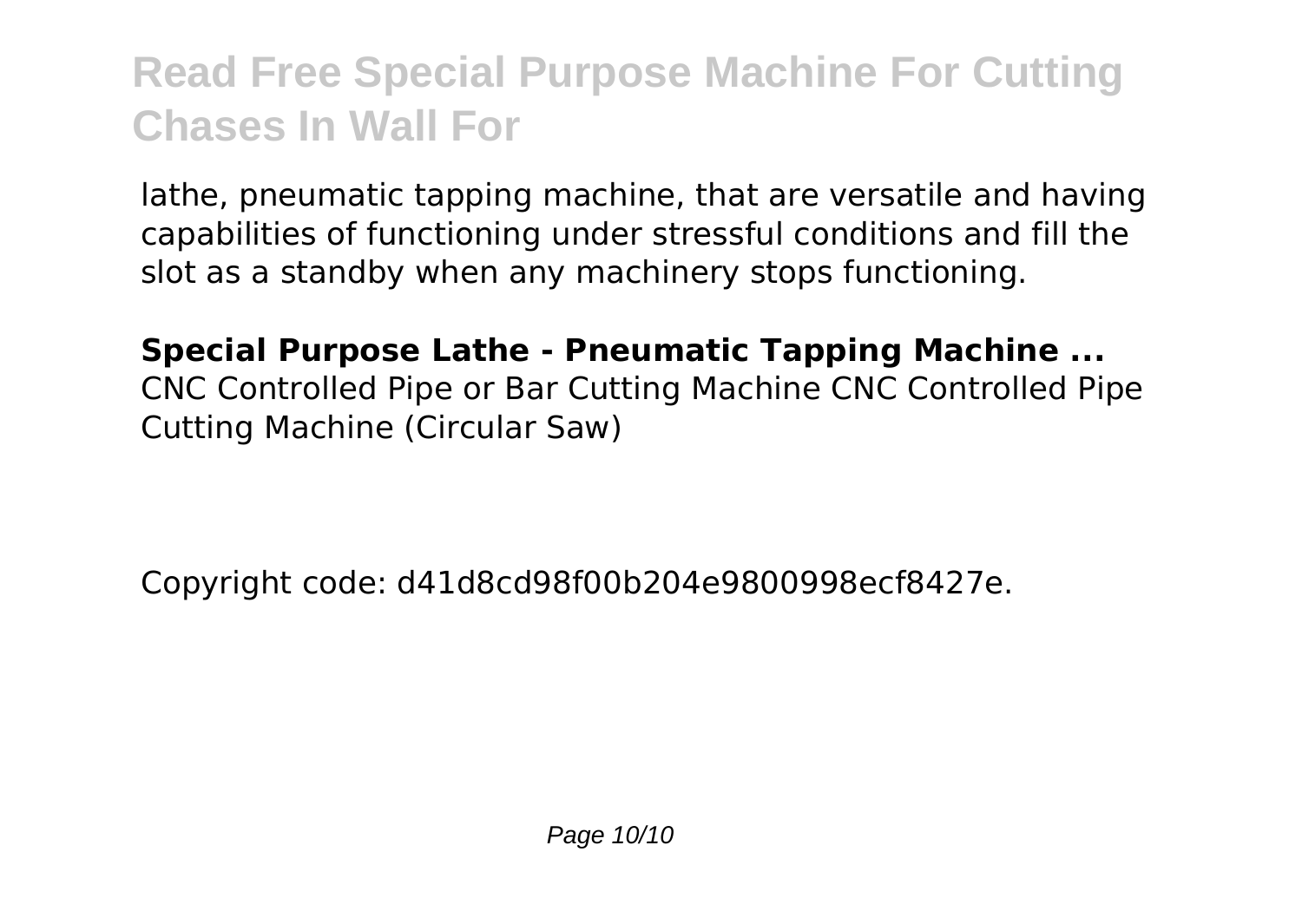lathe, pneumatic tapping machine, that are versatile and having capabilities of functioning under stressful conditions and fill the slot as a standby when any machinery stops functioning.

**Special Purpose Lathe - Pneumatic Tapping Machine ...**
CNC Controlled Pipe or Bar Cutting Machine CNC Controlled Pipe Cutting Machine (Circular Saw)

Copyright code: d41d8cd98f00b204e9800998ecf8427e.